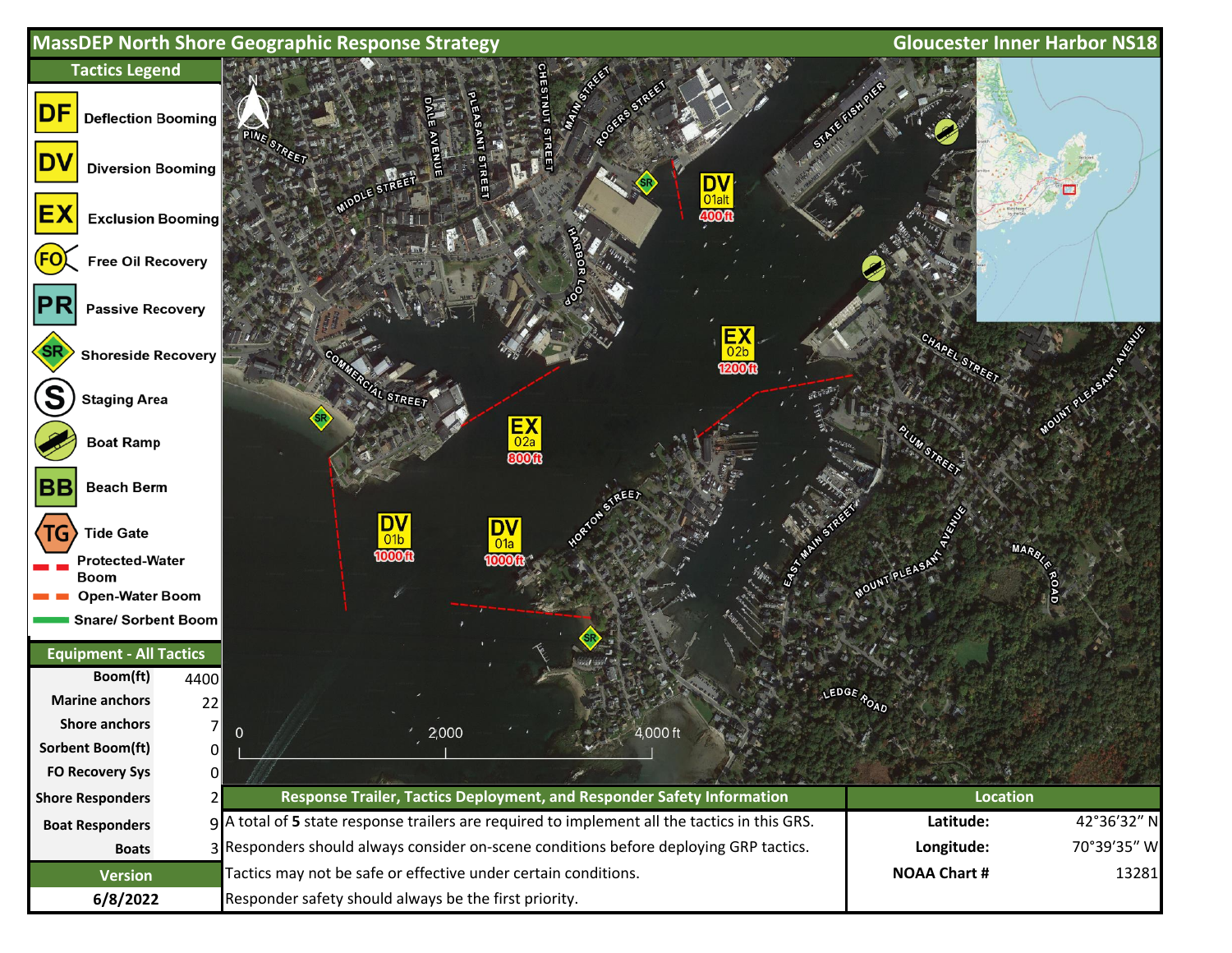# MassDEP North Shore Geographic Response Strategy

## Gloucester Inner Harbor NS18

### Tactics Legend

- **DF** Deflection Booming
- **DV** Diversion Booming
- **EX** Exclusion Booming
- **FO** Free Oil Recovery
- **PR** Passive Recovery
- **SR** Shoreside Recovery
- **S** Staging Area
- Boat Ramp
- **BB** Beach Berm
- **TG** Tide Gate
- Protected-Water Boom
- Open-Water Boom
- Snare/ Sorbent Boom

### Equipment - All Tactics

| Item | Quantity |
|---|---|
| Boom(ft) | 4400 |
| Marine anchors | 22 |
| Shore anchors | 7 |
| Sorbent Boom(ft) | 0 |
| FO Recovery Sys | 0 |
| Shore Responders | 2 |
| Boat Responders | 9 |
| Boats | 3 |

### Version

6/8/2022

### Map Tactics

- DV 01alt — 400 ft
- EX 02b — 1200 ft
- EX 02a — 800 ft
- DV 01b — 1000 ft
- DV 01a — 1000 ft

Scale: 0 — 2,000 — 4,000 ft

### Response Trailer, Tactics Deployment, and Responder Safety Information

A total of **5** state response trailers are required to implement all the tactics in this GRS.
Responders should always consider on-scene conditions before deploying GRP tactics.
Tactics may not be safe or effective under certain conditions.
Responder safety should always be the first priority.

### Location

| | |
|---|---|
| **Latitude:** | 42°36′32″ N |
| **Longitude:** | 70°39′35″ W |
| **NOAA Chart #** | 13281 |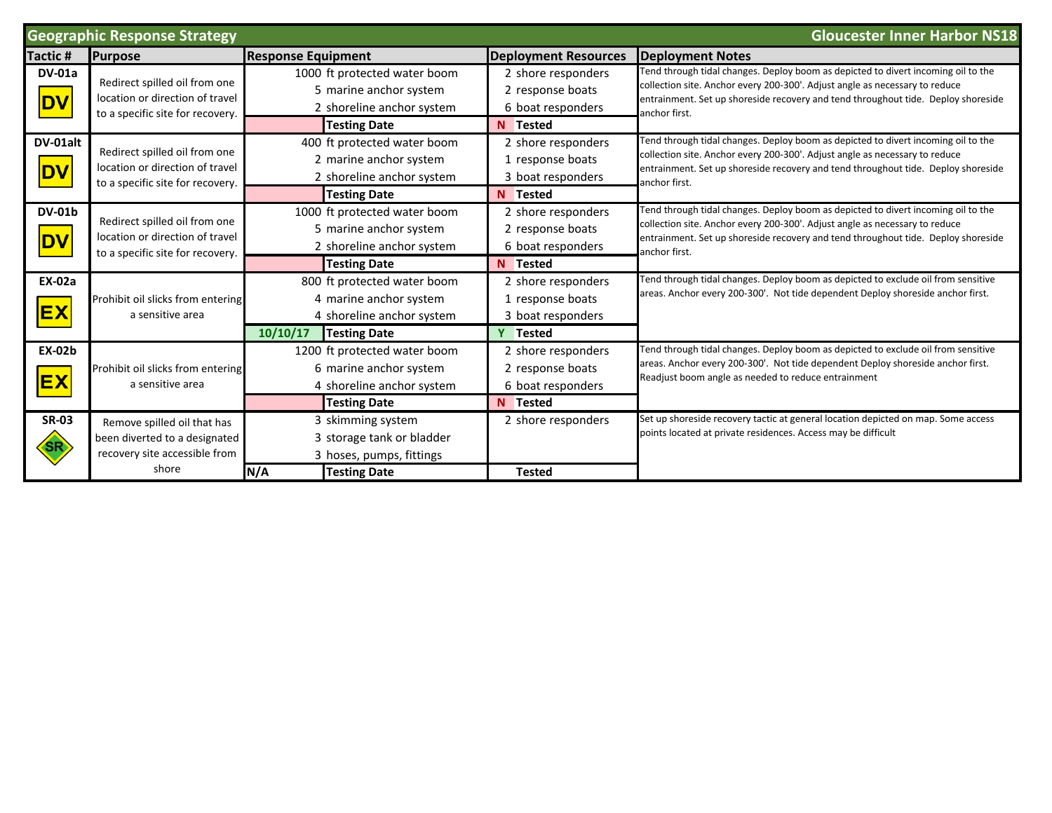## Geographic Response Strategy — Gloucester Inner Harbor NS18

| Tactic # | Purpose | Response Equipment | | Deployment Resources | Deployment Notes |
|---|---|---|---|---|---|
| DV-01a<br>DV | Redirect spilled oil from one location or direction of travel to a specific site for recovery. | 1000 ft protected water boom<br>5 marine anchor system<br>2 shoreline anchor system | | 2 shore responders<br>2 response boats<br>6 boat responders | Tend through tidal changes. Deploy boom as depicted to divert incoming oil to the collection site. Anchor every 200-300'. Adjust angle as necessary to reduce entrainment. Set up shoreside recovery and tend throughout tide. Deploy shoreside anchor first. |
| | | | **Testing Date** | N **Tested** | |
| DV-01alt<br>DV | Redirect spilled oil from one location or direction of travel to a specific site for recovery. | 400 ft protected water boom<br>2 marine anchor system<br>2 shoreline anchor system | | 2 shore responders<br>1 response boats<br>3 boat responders | Tend through tidal changes. Deploy boom as depicted to divert incoming oil to the collection site. Anchor every 200-300'. Adjust angle as necessary to reduce entrainment. Set up shoreside recovery and tend throughout tide. Deploy shoreside anchor first. |
| | | | **Testing Date** | N **Tested** | |
| DV-01b<br>DV | Redirect spilled oil from one location or direction of travel to a specific site for recovery. | 1000 ft protected water boom<br>5 marine anchor system<br>2 shoreline anchor system | | 2 shore responders<br>2 response boats<br>6 boat responders | Tend through tidal changes. Deploy boom as depicted to divert incoming oil to the collection site. Anchor every 200-300'. Adjust angle as necessary to reduce entrainment. Set up shoreside recovery and tend throughout tide. Deploy shoreside anchor first. |
| | | | **Testing Date** | N **Tested** | |
| EX-02a<br>EX | Prohibit oil slicks from entering a sensitive area | 800 ft protected water boom<br>4 marine anchor system<br>4 shoreline anchor system | | 2 shore responders<br>1 response boats<br>3 boat responders | Tend through tidal changes. Deploy boom as depicted to exclude oil from sensitive areas. Anchor every 200-300'. Not tide dependent Deploy shoreside anchor first. |
| | | 10/10/17 | **Testing Date** | Y **Tested** | |
| EX-02b<br>EX | Prohibit oil slicks from entering a sensitive area | 1200 ft protected water boom<br>6 marine anchor system<br>4 shoreline anchor system | | 2 shore responders<br>2 response boats<br>6 boat responders | Tend through tidal changes. Deploy boom as depicted to exclude oil from sensitive areas. Anchor every 200-300'. Not tide dependent Deploy shoreside anchor first. Readjust boom angle as needed to reduce entrainment |
| | | | **Testing Date** | N **Tested** | |
| SR-03<br>SR | Remove spilled oil that has been diverted to a designated recovery site accessible from shore | 3 skimming system<br>3 storage tank or bladder<br>3 hoses, pumps, fittings | | 2 shore responders | Set up shoreside recovery tactic at general location depicted on map. Some access points located at private residences. Access may be difficult |
| | | N/A | **Testing Date** | **Tested** | |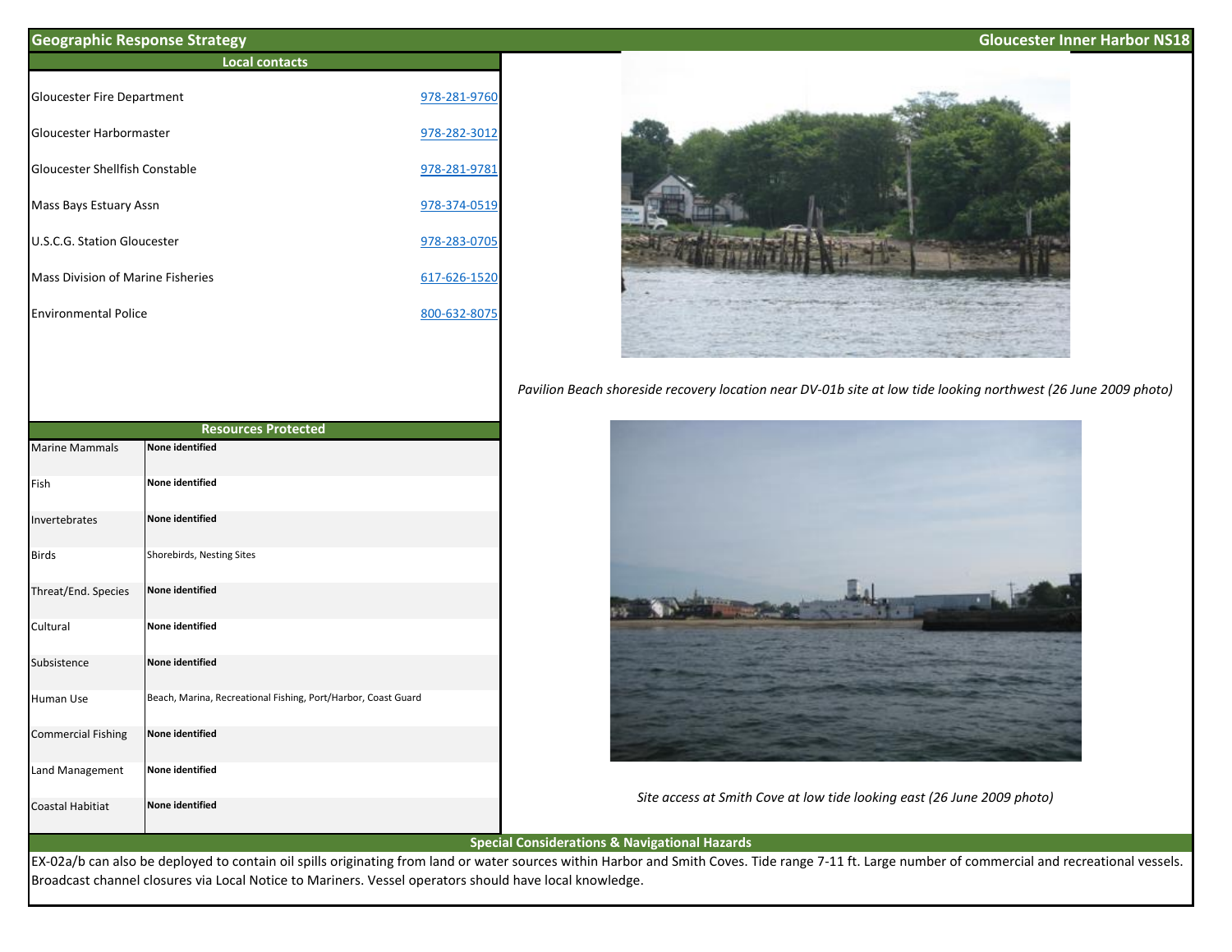## Geographic Response Strategy — Gloucester Inner Harbor NS18

### Local contacts

| | |
|---|---|
| Gloucester Fire Department | 978-281-9760 |
| Gloucester Harbormaster | 978-282-3012 |
| Gloucester Shellfish Constable | 978-281-9781 |
| Mass Bays Estuary Assn | 978-374-0519 |
| U.S.C.G. Station Gloucester | 978-283-0705 |
| Mass Division of Marine Fisheries | 617-626-1520 |
| Environmental Police | 800-632-8075 |

*Pavilion Beach shoreside recovery location near DV-01b site at low tide looking northwest (26 June 2009 photo)*

### Resources Protected

| | |
|---|---|
| Marine Mammals | **None identified** |
| Fish | **None identified** |
| Invertebrates | **None identified** |
| Birds | Shorebirds, Nesting Sites |
| Threat/End. Species | **None identified** |
| Cultural | **None identified** |
| Subsistence | **None identified** |
| Human Use | Beach, Marina, Recreational Fishing, Port/Harbor, Coast Guard |
| Commercial Fishing | **None identified** |
| Land Management | **None identified** |
| Coastal Habitiat | **None identified** |

*Site access at Smith Cove at low tide looking east (26 June 2009 photo)*

### Special Considerations & Navigational Hazards

EX-02a/b can also be deployed to contain oil spills originating from land or water sources within Harbor and Smith Coves. Tide range 7-11 ft. Large number of commercial and recreational vessels. Broadcast channel closures via Local Notice to Mariners. Vessel operators should have local knowledge.